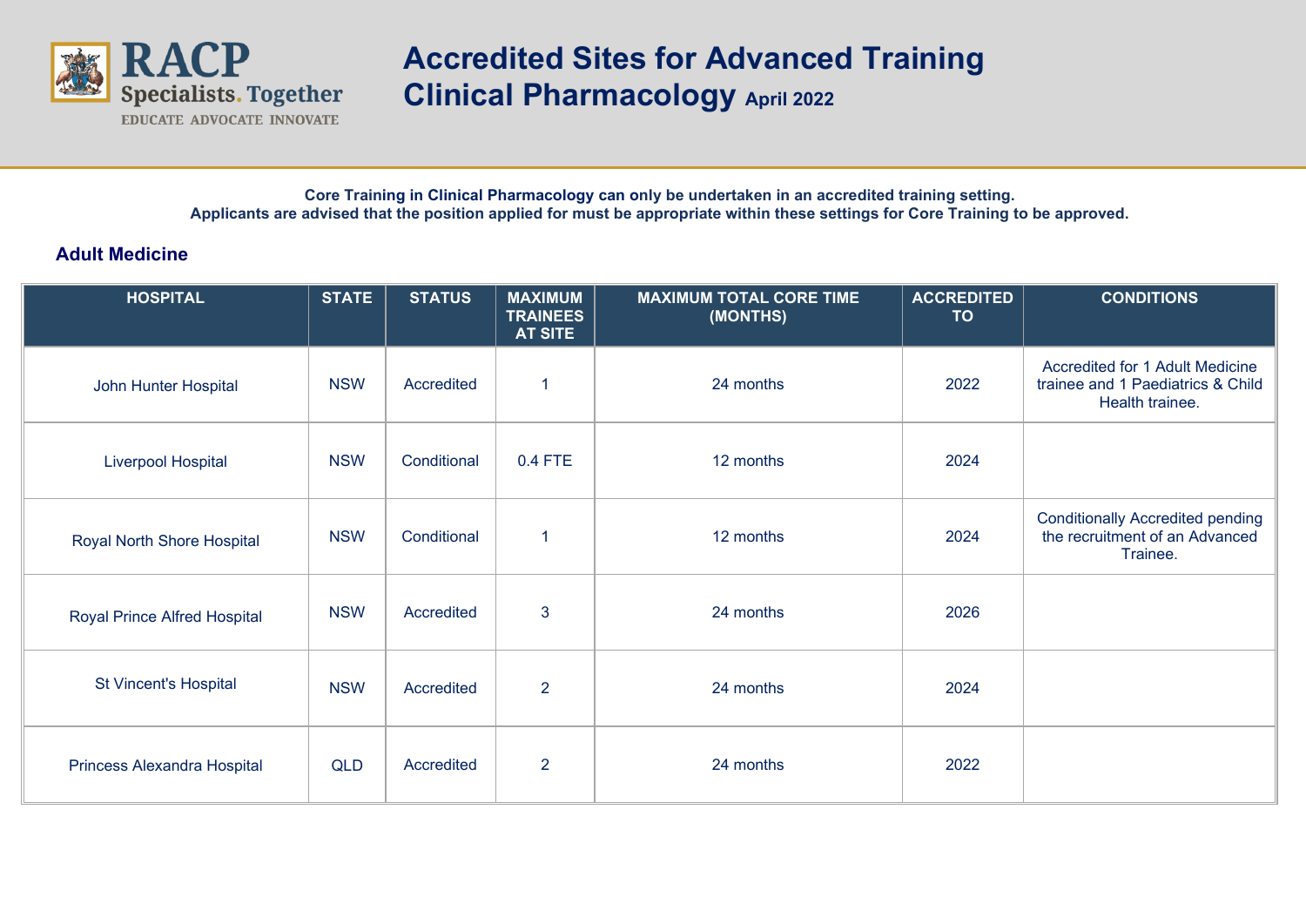# Accredited Sites for Advanced Training Clinical Pharmacology April 2022

**Core Training in Clinical Pharmacology can only be undertaken in an accredited training setting.**
**Applicants are advised that the position applied for must be appropriate within these settings for Core Training to be approved.**

## Adult Medicine

| HOSPITAL | STATE | STATUS | MAXIMUM TRAINEES AT SITE | MAXIMUM TOTAL CORE TIME (MONTHS) | ACCREDITED TO | CONDITIONS |
|---|---|---|---|---|---|---|
| John Hunter Hospital | NSW | Accredited | 1 | 24 months | 2022 | Accredited for 1 Adult Medicine trainee and 1 Paediatrics & Child Health trainee. |
| Liverpool Hospital | NSW | Conditional | 0.4 FTE | 12 months | 2024 | |
| Royal North Shore Hospital | NSW | Conditional | 1 | 12 months | 2024 | Conditionally Accredited pending the recruitment of an Advanced Trainee. |
| Royal Prince Alfred Hospital | NSW | Accredited | 3 | 24 months | 2026 | |
| St Vincent's Hospital | NSW | Accredited | 2 | 24 months | 2024 | |
| Princess Alexandra Hospital | QLD | Accredited | 2 | 24 months | 2022 | |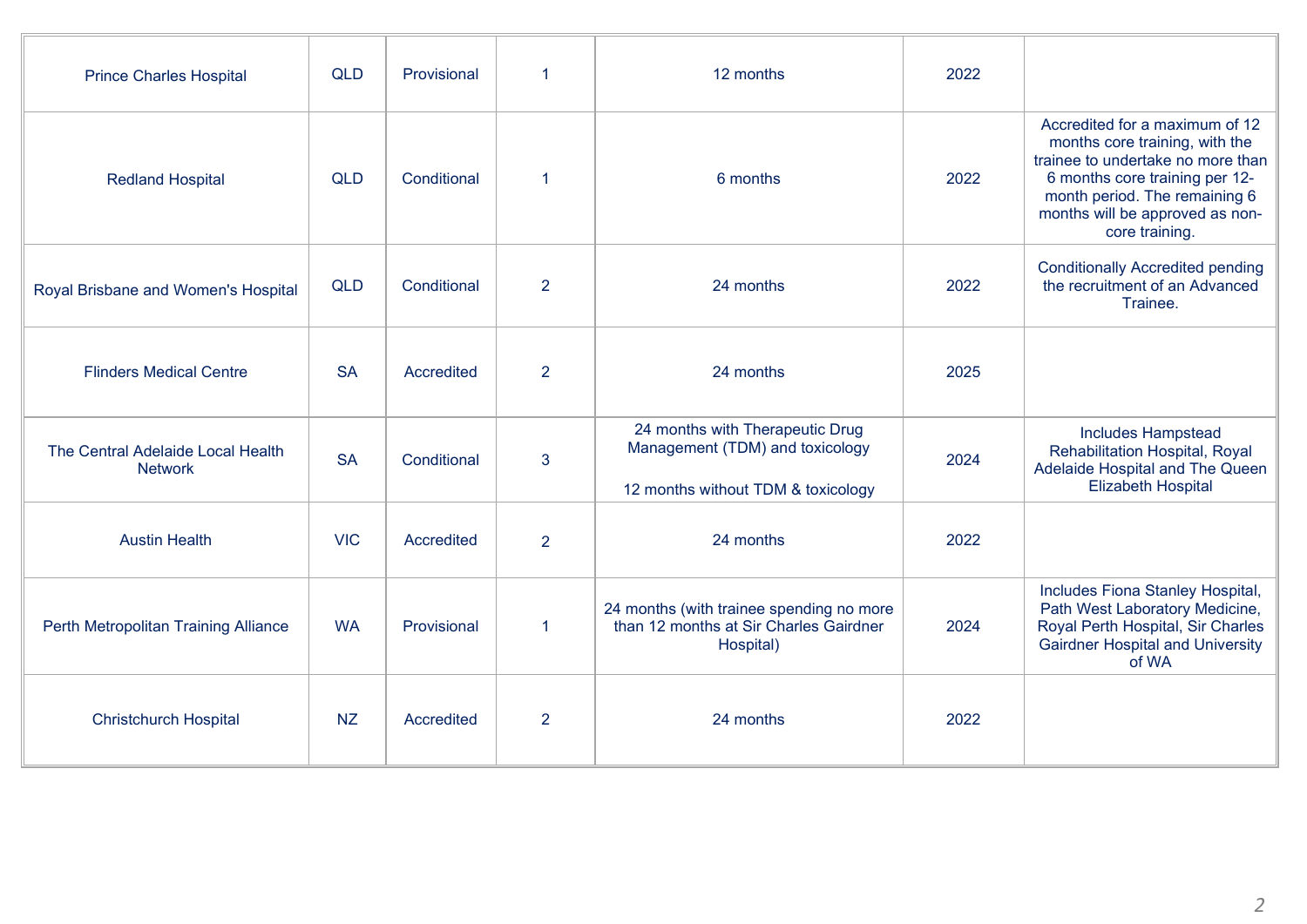| | | | | | | |
|---|---|---|---|---|---|---|
| Prince Charles Hospital | QLD | Provisional | 1 | 12 months | 2022 | |
| Redland Hospital | QLD | Conditional | 1 | 6 months | 2022 | Accredited for a maximum of 12 months core training, with the trainee to undertake no more than 6 months core training per 12-month period. The remaining 6 months will be approved as non-core training. |
| Royal Brisbane and Women's Hospital | QLD | Conditional | 2 | 24 months | 2022 | Conditionally Accredited pending the recruitment of an Advanced Trainee. |
| Flinders Medical Centre | SA | Accredited | 2 | 24 months | 2025 | |
| The Central Adelaide Local Health Network | SA | Conditional | 3 | 24 months with Therapeutic Drug Management (TDM) and toxicology<br><br>12 months without TDM & toxicology | 2024 | Includes Hampstead Rehabilitation Hospital, Royal Adelaide Hospital and The Queen Elizabeth Hospital |
| Austin Health | VIC | Accredited | 2 | 24 months | 2022 | |
| Perth Metropolitan Training Alliance | WA | Provisional | 1 | 24 months (with trainee spending no more than 12 months at Sir Charles Gairdner Hospital) | 2024 | Includes Fiona Stanley Hospital, Path West Laboratory Medicine, Royal Perth Hospital, Sir Charles Gairdner Hospital and University of WA |
| Christchurch Hospital | NZ | Accredited | 2 | 24 months | 2022 | |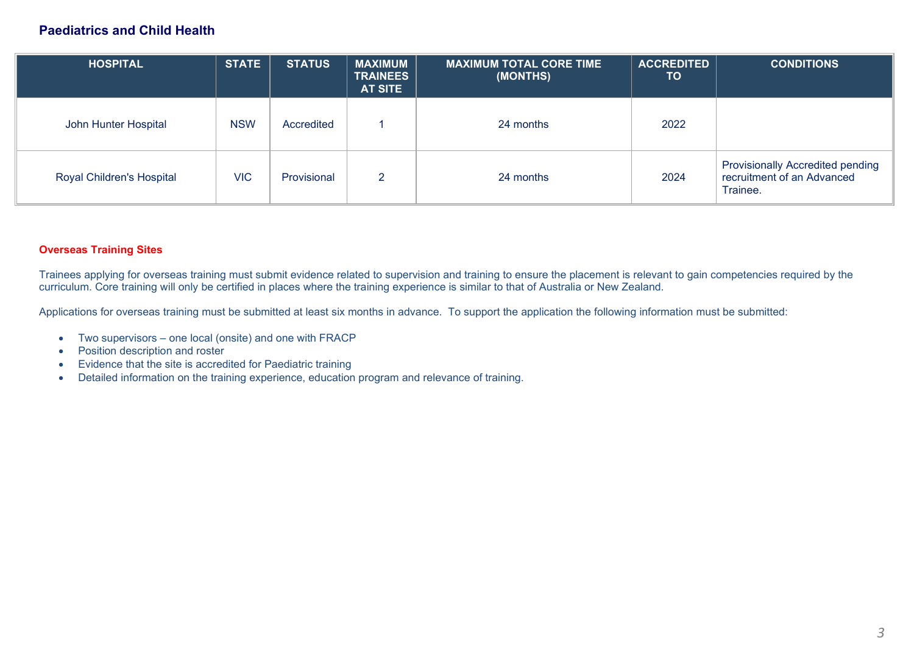## Paediatrics and Child Health

| HOSPITAL | STATE | STATUS | MAXIMUM TRAINEES AT SITE | MAXIMUM TOTAL CORE TIME (MONTHS) | ACCREDITED TO | CONDITIONS |
|---|---|---|---|---|---|---|
| John Hunter Hospital | NSW | Accredited | 1 | 24 months | 2022 | |
| Royal Children's Hospital | VIC | Provisional | 2 | 24 months | 2024 | Provisionally Accredited pending recruitment of an Advanced Trainee. |

### Overseas Training Sites

Trainees applying for overseas training must submit evidence related to supervision and training to ensure the placement is relevant to gain competencies required by the curriculum. Core training will only be certified in places where the training experience is similar to that of Australia or New Zealand.

Applications for overseas training must be submitted at least six months in advance. To support the application the following information must be submitted:

- Two supervisors – one local (onsite) and one with FRACP
- Position description and roster
- Evidence that the site is accredited for Paediatric training
- Detailed information on the training experience, education program and relevance of training.